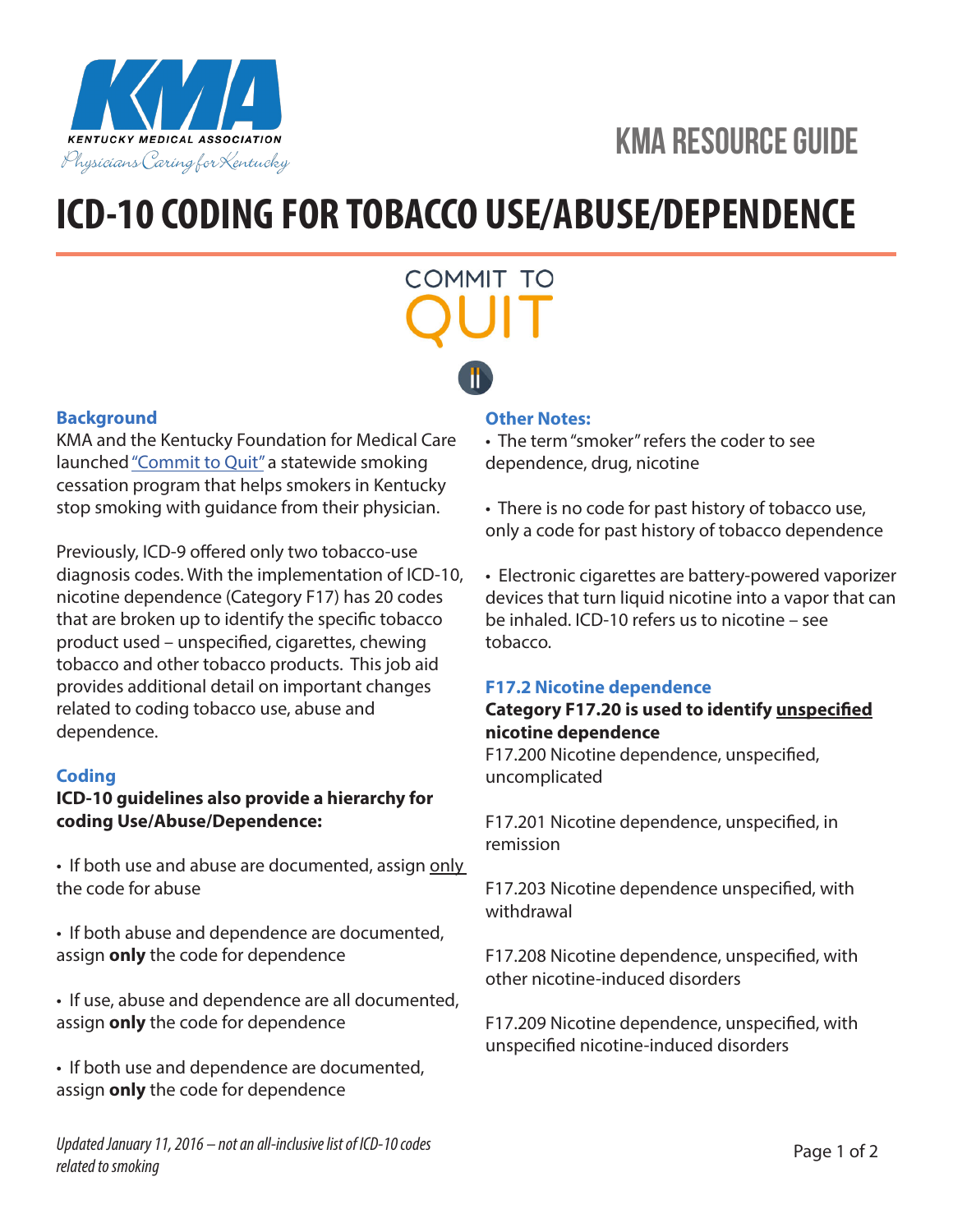KMA RESOURCE GUIDE

# ICD-10 CODING FOR TOBACCO USE/ABUSE/DEPENDENCE

COMMIT TO QUIT

### Background

KMA and the Kentucky Foundation for Medical Care launched "Commit to Quit" a statewide smoking cessation program that helps smokers in Kentucky stop smoking with guidance from their physician.

Previously, ICD-9 offered only two tobacco-use diagnosis codes. With the implementation of ICD-10, nicotine dependence (Category F17) has 20 codes that are broken up to identify the specific tobacco product used – unspecified, cigarettes, chewing tobacco and other tobacco products. This job aid provides additional detail on important changes related to coding tobacco use, abuse and dependence.

### Coding

**ICD-10 guidelines also provide a hierarchy for coding Use/Abuse/Dependence:**

- If both use and abuse are documented, assign only the code for abuse
- If both abuse and dependence are documented, assign **only** the code for dependence
- If use, abuse and dependence are all documented, assign **only** the code for dependence
- If both use and dependence are documented, assign **only** the code for dependence

### Other Notes:

- The term "smoker" refers the coder to see dependence, drug, nicotine
- There is no code for past history of tobacco use, only a code for past history of tobacco dependence
- Electronic cigarettes are battery-powered vaporizer devices that turn liquid nicotine into a vapor that can be inhaled. ICD-10 refers us to nicotine – see tobacco.

### F17.2 Nicotine dependence

**Category F17.20 is used to identify unspecified nicotine dependence**

F17.200 Nicotine dependence, unspecified, uncomplicated

F17.201 Nicotine dependence, unspecified, in remission

F17.203 Nicotine dependence unspecified, with withdrawal

F17.208 Nicotine dependence, unspecified, with other nicotine-induced disorders

F17.209 Nicotine dependence, unspecified, with unspecified nicotine-induced disorders

*Updated January 11, 2016 – not an all-inclusive list of ICD-10 codes related to smoking*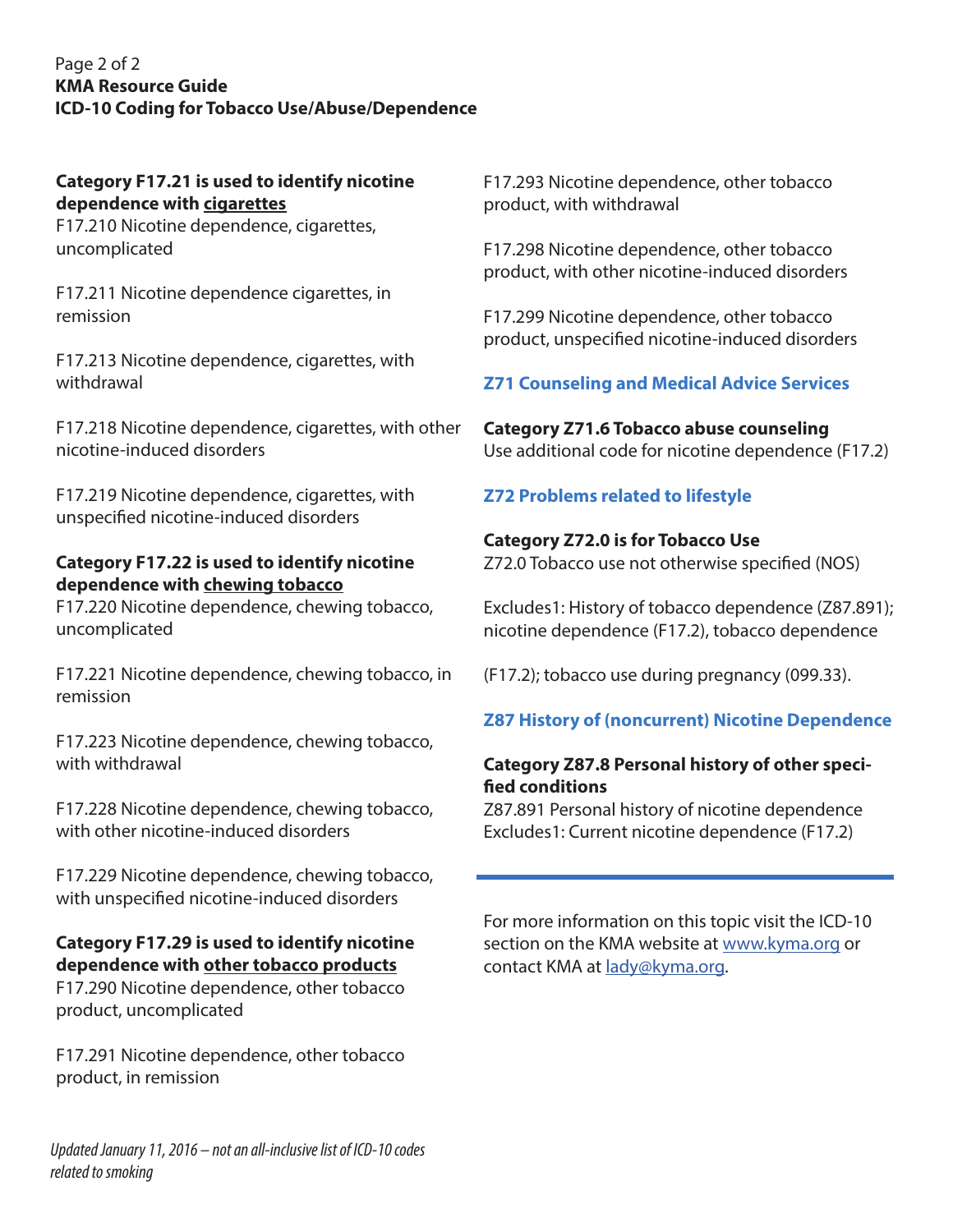**Category F17.21 is used to identify nicotine dependence with cigarettes**

F17.210 Nicotine dependence, cigarettes, uncomplicated

F17.211 Nicotine dependence cigarettes, in remission

F17.213 Nicotine dependence, cigarettes, with withdrawal

F17.218 Nicotine dependence, cigarettes, with other nicotine-induced disorders

F17.219 Nicotine dependence, cigarettes, with unspecified nicotine-induced disorders

**Category F17.22 is used to identify nicotine dependence with chewing tobacco**

F17.220 Nicotine dependence, chewing tobacco, uncomplicated

F17.221 Nicotine dependence, chewing tobacco, in remission

F17.223 Nicotine dependence, chewing tobacco, with withdrawal

F17.228 Nicotine dependence, chewing tobacco, with other nicotine-induced disorders

F17.229 Nicotine dependence, chewing tobacco, with unspecified nicotine-induced disorders

**Category F17.29 is used to identify nicotine dependence with other tobacco products**

F17.290 Nicotine dependence, other tobacco product, uncomplicated

F17.291 Nicotine dependence, other tobacco product, in remission

F17.293 Nicotine dependence, other tobacco product, with withdrawal

F17.298 Nicotine dependence, other tobacco product, with other nicotine-induced disorders

F17.299 Nicotine dependence, other tobacco product, unspecified nicotine-induced disorders

## Z71 Counseling and Medical Advice Services

**Category Z71.6 Tobacco abuse counseling**

Use additional code for nicotine dependence (F17.2)

## Z72 Problems related to lifestyle

**Category Z72.0 is for Tobacco Use**

Z72.0 Tobacco use not otherwise specified (NOS)

Excludes1: History of tobacco dependence (Z87.891); nicotine dependence (F17.2), tobacco dependence (F17.2); tobacco use during pregnancy (099.33).

## Z87 History of (noncurrent) Nicotine Dependence

**Category Z87.8 Personal history of other specified conditions**

Z87.891 Personal history of nicotine dependence

Excludes1: Current nicotine dependence (F17.2)

---

For more information on this topic visit the ICD-10 section on the KMA website at www.kyma.org or contact KMA at lady@kyma.org.

*Updated January 11, 2016 – not an all-inclusive list of ICD-10 codes related to smoking*